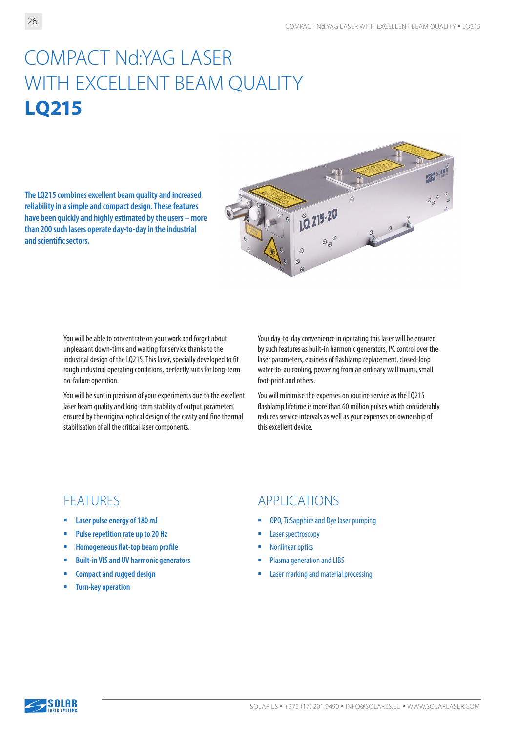# COMPACT Nd:YAG LASER WITH EXCELLENT BEAM QUALITY

# LQ215

**The LQ215 combines excellent beam quality and increased reliability in a simple and compact design. These features have been quickly and highly estimated by the users – more than 200 such lasers operate day-to-day in the industrial and scientific sectors.**

You will be able to concentrate on your work and forget about unpleasant down-time and waiting for service thanks to the industrial design of the LQ215. This laser, specially developed to fit rough industrial operating conditions, perfectly suits for long-term no-failure operation.

You will be sure in precision of your experiments due to the excellent laser beam quality and long-term stability of output parameters ensured by the original optical design of the cavity and fine thermal stabilisation of all the critical laser components.

Your day-to-day convenience in operating this laser will be ensured by such features as built-in harmonic generators, PC control over the laser parameters, easiness of flashlamp replacement, closed-loop water-to-air cooling, powering from an ordinary wall mains, small foot-print and others.

You will minimise the expenses on routine service as the LQ215 flashlamp lifetime is more than 60 million pulses which considerably reduces service intervals as well as your expenses on ownership of this excellent device.

## FEATURES

- Laser pulse energy of 180 mJ
- Pulse repetition rate up to 20 Hz
- Homogeneous flat-top beam profile
- Built-in VIS and UV harmonic generators
- Compact and rugged design
- Turn-key operation

## APPLICATIONS

- OPO, Ti:Sapphire and Dye laser pumping
- Laser spectroscopy
- Nonlinear optics
- Plasma generation and LIBS
- Laser marking and material processing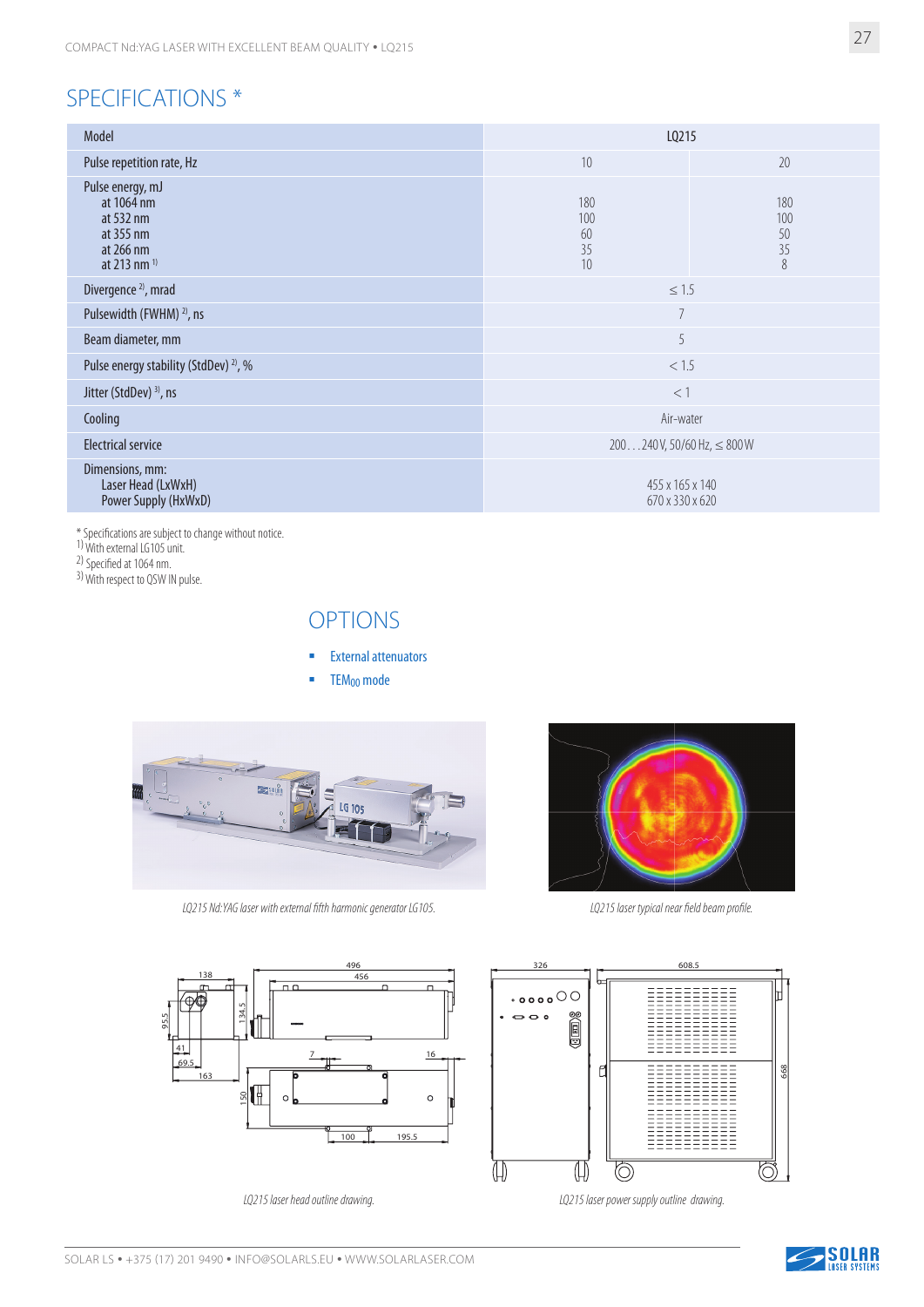## SPECIFICATIONS *

| Model | LQ215 | |
|---|---|---|
| Pulse repetition rate, Hz | 10 | 20 |
| Pulse energy, mJ<br>at 1064 nm<br>at 532 nm<br>at 355 nm<br>at 266 nm<br>at 213 nm [1] | <br>180<br>100<br>60<br>35<br>10 | <br>180<br>100<br>50<br>35<br>8 |
| Divergence [2], mrad | ≤ 1.5 | |
| Pulsewidth (FWHM) [2], ns | 7 | |
| Beam diameter, mm | 5 | |
| Pulse energy stability (StdDev) [2], % | < 1.5 | |
| Jitter (StdDev) [3], ns | < 1 | |
| Cooling | Air-water | |
| Electrical service | 200…240 V, 50/60 Hz, ≤ 800 W | |
| Dimensions, mm:<br>Laser Head (LxWxH)<br>Power Supply (HxWxD) | <br>455 x 165 x 140<br>670 x 330 x 620 | |

* Specifications are subject to change without notice.
[1] With external LG105 unit.
[2] Specified at 1064 nm.
[3] With respect to QSW IN pulse.

## OPTIONS

- External attenuators
- $TEM_{00}$ mode

*LQ215 Nd:YAG laser with external fifth harmonic generator LG105.*

*LQ215 laser typical near field beam profile.*

*LQ215 laser head outline drawing.*

*LQ215 laser power supply outline drawing.*